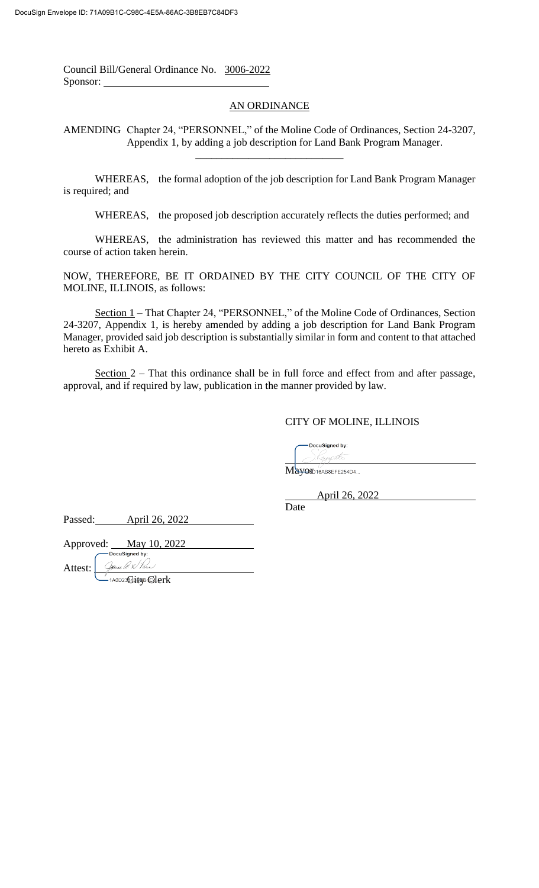DocuSign Envelope ID: 71A09B1C-C98C-4E5A-86AC-3B8EB7C84DF3

Council Bill/General Ordinance No. 3006-2022
Sponsor: ______________________________

## AN ORDINANCE

AMENDING Chapter 24, "PERSONNEL," of the Moline Code of Ordinances, Section 24-3207, Appendix 1, by adding a job description for Land Bank Program Manager.

---

WHEREAS, the formal adoption of the job description for Land Bank Program Manager is required; and

WHEREAS, the proposed job description accurately reflects the duties performed; and

WHEREAS, the administration has reviewed this matter and has recommended the course of action taken herein.

NOW, THEREFORE, BE IT ORDAINED BY THE CITY COUNCIL OF THE CITY OF MOLINE, ILLINOIS, as follows:

Section 1 – That Chapter 24, "PERSONNEL," of the Moline Code of Ordinances, Section 24-3207, Appendix 1, is hereby amended by adding a job description for Land Bank Program Manager, provided said job description is substantially similar in form and content to that attached hereto as Exhibit A.

Section 2 – That this ordinance shall be in full force and effect from and after passage, approval, and if required by law, publication in the manner provided by law.

CITY OF MOLINE, ILLINOIS

DocuSigned by:
______________________________
Mayor D16AB8EFE254D4...

April 26, 2022
Date

Passed: April 26, 2022

Approved: May 10, 2022

DocuSigned by:
Attest: ______________________________
1A0D2... City Clerk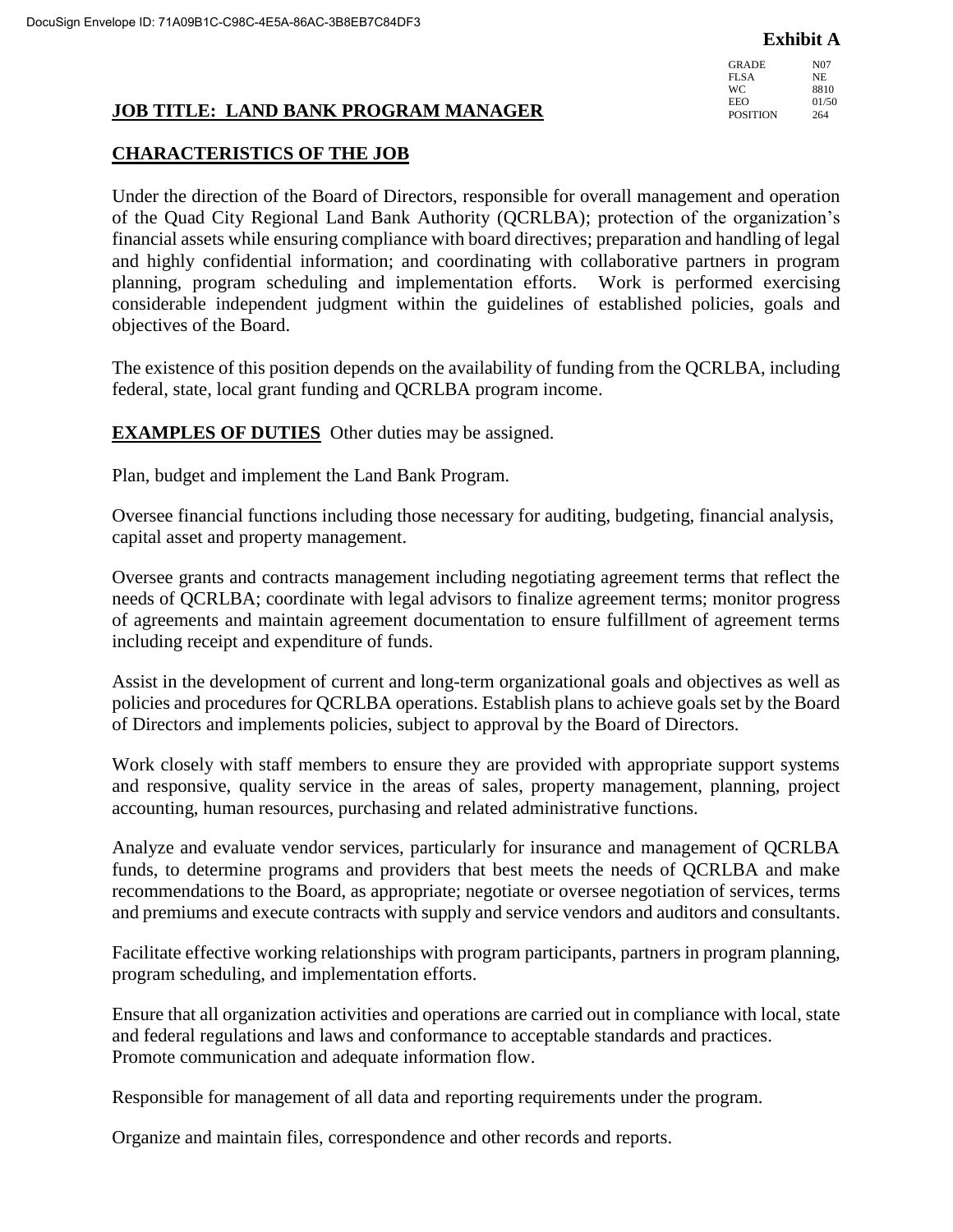**Exhibit A**

| GRADE | N07 |
|---|---|
| FLSA | NE |
| WC | 8810 |
| EEO | 01/50 |
| POSITION | 264 |

## JOB TITLE: LAND BANK PROGRAM MANAGER

### CHARACTERISTICS OF THE JOB

Under the direction of the Board of Directors, responsible for overall management and operation of the Quad City Regional Land Bank Authority (QCRLBA); protection of the organization's financial assets while ensuring compliance with board directives; preparation and handling of legal and highly confidential information; and coordinating with collaborative partners in program planning, program scheduling and implementation efforts. Work is performed exercising considerable independent judgment within the guidelines of established policies, goals and objectives of the Board.

The existence of this position depends on the availability of funding from the QCRLBA, including federal, state, local grant funding and QCRLBA program income.

**EXAMPLES OF DUTIES** Other duties may be assigned.

Plan, budget and implement the Land Bank Program.

Oversee financial functions including those necessary for auditing, budgeting, financial analysis, capital asset and property management.

Oversee grants and contracts management including negotiating agreement terms that reflect the needs of QCRLBA; coordinate with legal advisors to finalize agreement terms; monitor progress of agreements and maintain agreement documentation to ensure fulfillment of agreement terms including receipt and expenditure of funds.

Assist in the development of current and long-term organizational goals and objectives as well as policies and procedures for QCRLBA operations. Establish plans to achieve goals set by the Board of Directors and implements policies, subject to approval by the Board of Directors.

Work closely with staff members to ensure they are provided with appropriate support systems and responsive, quality service in the areas of sales, property management, planning, project accounting, human resources, purchasing and related administrative functions.

Analyze and evaluate vendor services, particularly for insurance and management of QCRLBA funds, to determine programs and providers that best meets the needs of QCRLBA and make recommendations to the Board, as appropriate; negotiate or oversee negotiation of services, terms and premiums and execute contracts with supply and service vendors and auditors and consultants.

Facilitate effective working relationships with program participants, partners in program planning, program scheduling, and implementation efforts.

Ensure that all organization activities and operations are carried out in compliance with local, state and federal regulations and laws and conformance to acceptable standards and practices.
Promote communication and adequate information flow.

Responsible for management of all data and reporting requirements under the program.

Organize and maintain files, correspondence and other records and reports.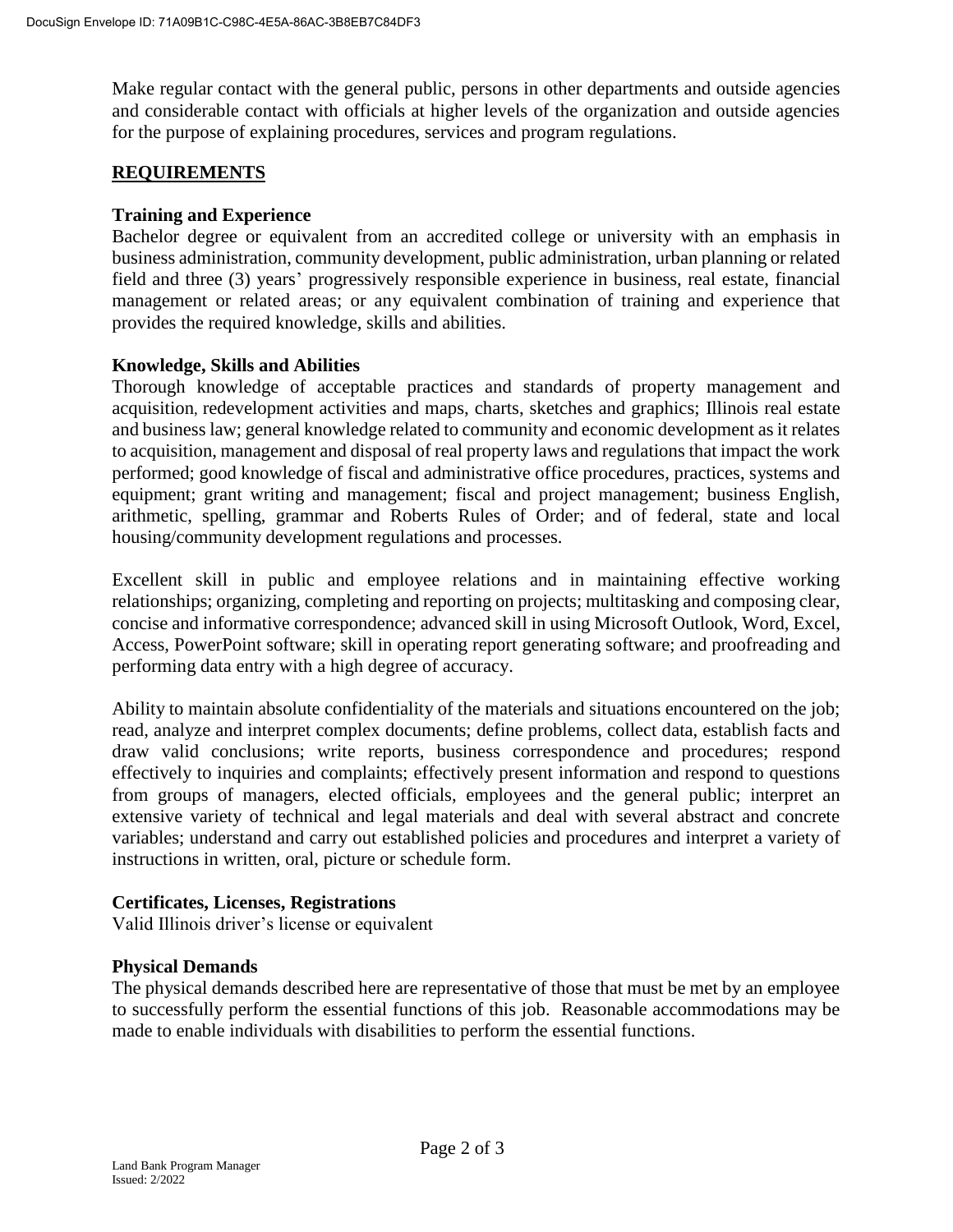Make regular contact with the general public, persons in other departments and outside agencies and considerable contact with officials at higher levels of the organization and outside agencies for the purpose of explaining procedures, services and program regulations.

## REQUIREMENTS

### Training and Experience

Bachelor degree or equivalent from an accredited college or university with an emphasis in business administration, community development, public administration, urban planning or related field and three (3) years' progressively responsible experience in business, real estate, financial management or related areas; or any equivalent combination of training and experience that provides the required knowledge, skills and abilities.

### Knowledge, Skills and Abilities

Thorough knowledge of acceptable practices and standards of property management and acquisition, redevelopment activities and maps, charts, sketches and graphics; Illinois real estate and business law; general knowledge related to community and economic development as it relates to acquisition, management and disposal of real property laws and regulations that impact the work performed; good knowledge of fiscal and administrative office procedures, practices, systems and equipment; grant writing and management; fiscal and project management; business English, arithmetic, spelling, grammar and Roberts Rules of Order; and of federal, state and local housing/community development regulations and processes.

Excellent skill in public and employee relations and in maintaining effective working relationships; organizing, completing and reporting on projects; multitasking and composing clear, concise and informative correspondence; advanced skill in using Microsoft Outlook, Word, Excel, Access, PowerPoint software; skill in operating report generating software; and proofreading and performing data entry with a high degree of accuracy.

Ability to maintain absolute confidentiality of the materials and situations encountered on the job; read, analyze and interpret complex documents; define problems, collect data, establish facts and draw valid conclusions; write reports, business correspondence and procedures; respond effectively to inquiries and complaints; effectively present information and respond to questions from groups of managers, elected officials, employees and the general public; interpret an extensive variety of technical and legal materials and deal with several abstract and concrete variables; understand and carry out established policies and procedures and interpret a variety of instructions in written, oral, picture or schedule form.

### Certificates, Licenses, Registrations

Valid Illinois driver's license or equivalent

### Physical Demands

The physical demands described here are representative of those that must be met by an employee to successfully perform the essential functions of this job. Reasonable accommodations may be made to enable individuals with disabilities to perform the essential functions.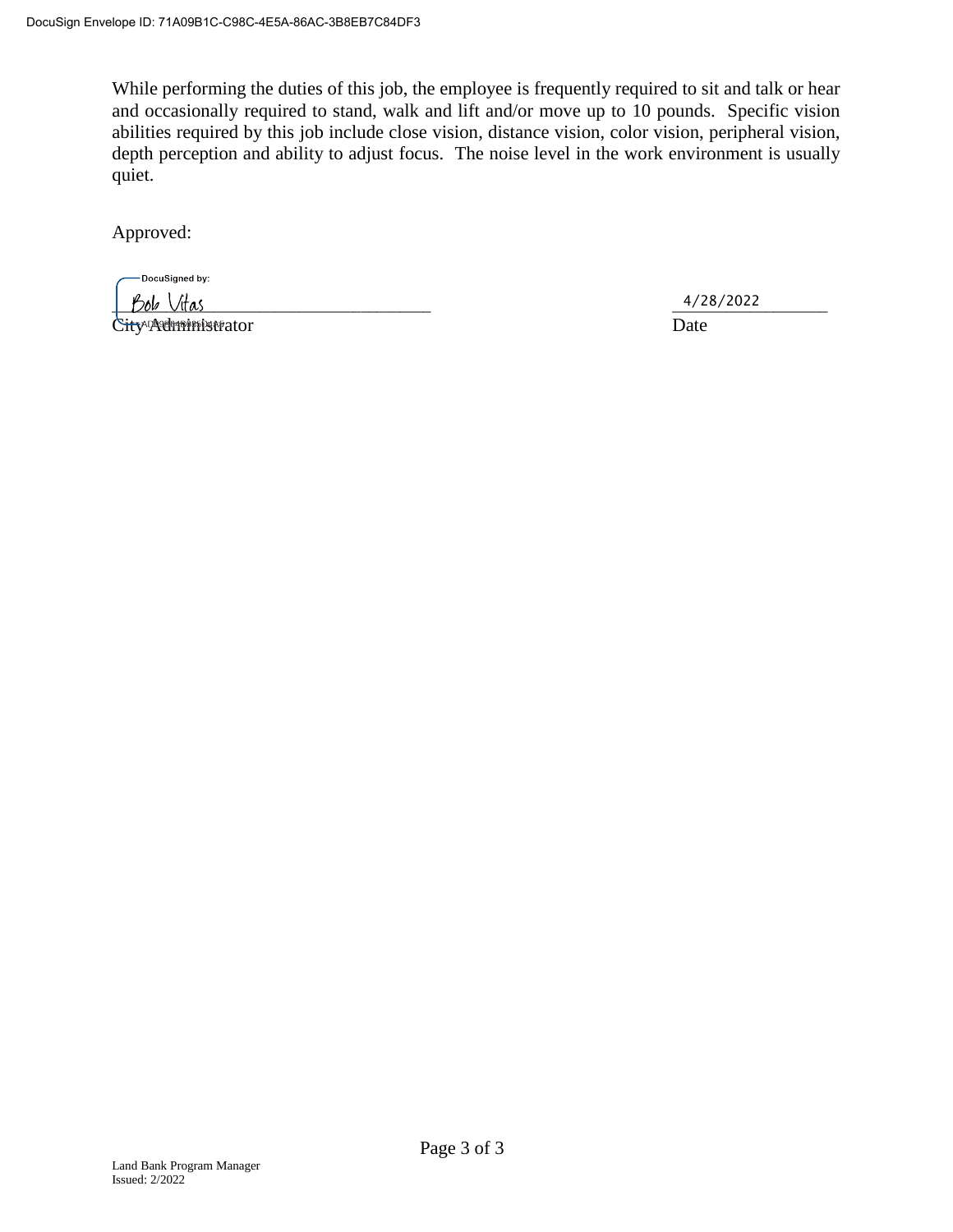While performing the duties of this job, the employee is frequently required to sit and talk or hear and occasionally required to stand, walk and lift and/or move up to 10 pounds. Specific vision abilities required by this job include close vision, distance vision, color vision, peripheral vision, depth perception and ability to adjust focus. The noise level in the work environment is usually quiet.

Approved:

DocuSigned by:
Bob Vitas
_______________________________________ 4/28/2022__________
City Administrator Date

Land Bank Program Manager
Issued: 2/2022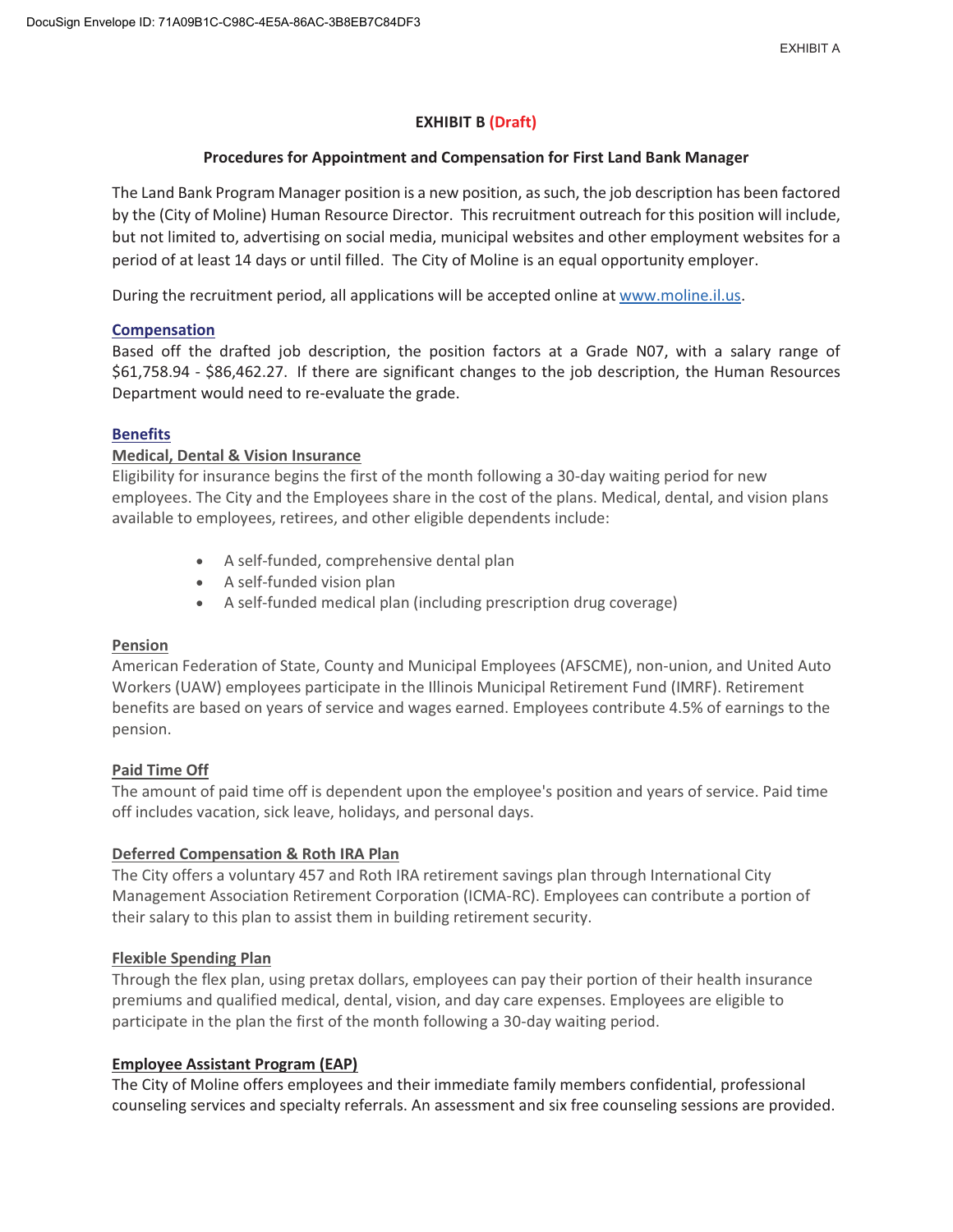EXHIBIT A

**EXHIBIT B (Draft)**

**Procedures for Appointment and Compensation for First Land Bank Manager**

The Land Bank Program Manager position is a new position, as such, the job description has been factored by the (City of Moline) Human Resource Director. This recruitment outreach for this position will include, but not limited to, advertising on social media, municipal websites and other employment websites for a period of at least 14 days or until filled. The City of Moline is an equal opportunity employer.

During the recruitment period, all applications will be accepted online at www.moline.il.us.

**Compensation**

Based off the drafted job description, the position factors at a Grade N07, with a salary range of $61,758.94 - $86,462.27. If there are significant changes to the job description, the Human Resources Department would need to re-evaluate the grade.

**Benefits**

**Medical, Dental & Vision Insurance**

Eligibility for insurance begins the first of the month following a 30-day waiting period for new employees. The City and the Employees share in the cost of the plans. Medical, dental, and vision plans available to employees, retirees, and other eligible dependents include:

- A self-funded, comprehensive dental plan
- A self-funded vision plan
- A self-funded medical plan (including prescription drug coverage)

**Pension**

American Federation of State, County and Municipal Employees (AFSCME), non-union, and United Auto Workers (UAW) employees participate in the Illinois Municipal Retirement Fund (IMRF). Retirement benefits are based on years of service and wages earned. Employees contribute 4.5% of earnings to the pension.

**Paid Time Off**

The amount of paid time off is dependent upon the employee's position and years of service. Paid time off includes vacation, sick leave, holidays, and personal days.

**Deferred Compensation & Roth IRA Plan**

The City offers a voluntary 457 and Roth IRA retirement savings plan through International City Management Association Retirement Corporation (ICMA-RC). Employees can contribute a portion of their salary to this plan to assist them in building retirement security.

**Flexible Spending Plan**

Through the flex plan, using pretax dollars, employees can pay their portion of their health insurance premiums and qualified medical, dental, vision, and day care expenses. Employees are eligible to participate in the plan the first of the month following a 30-day waiting period.

**Employee Assistant Program (EAP)**

The City of Moline offers employees and their immediate family members confidential, professional counseling services and specialty referrals. An assessment and six free counseling sessions are provided.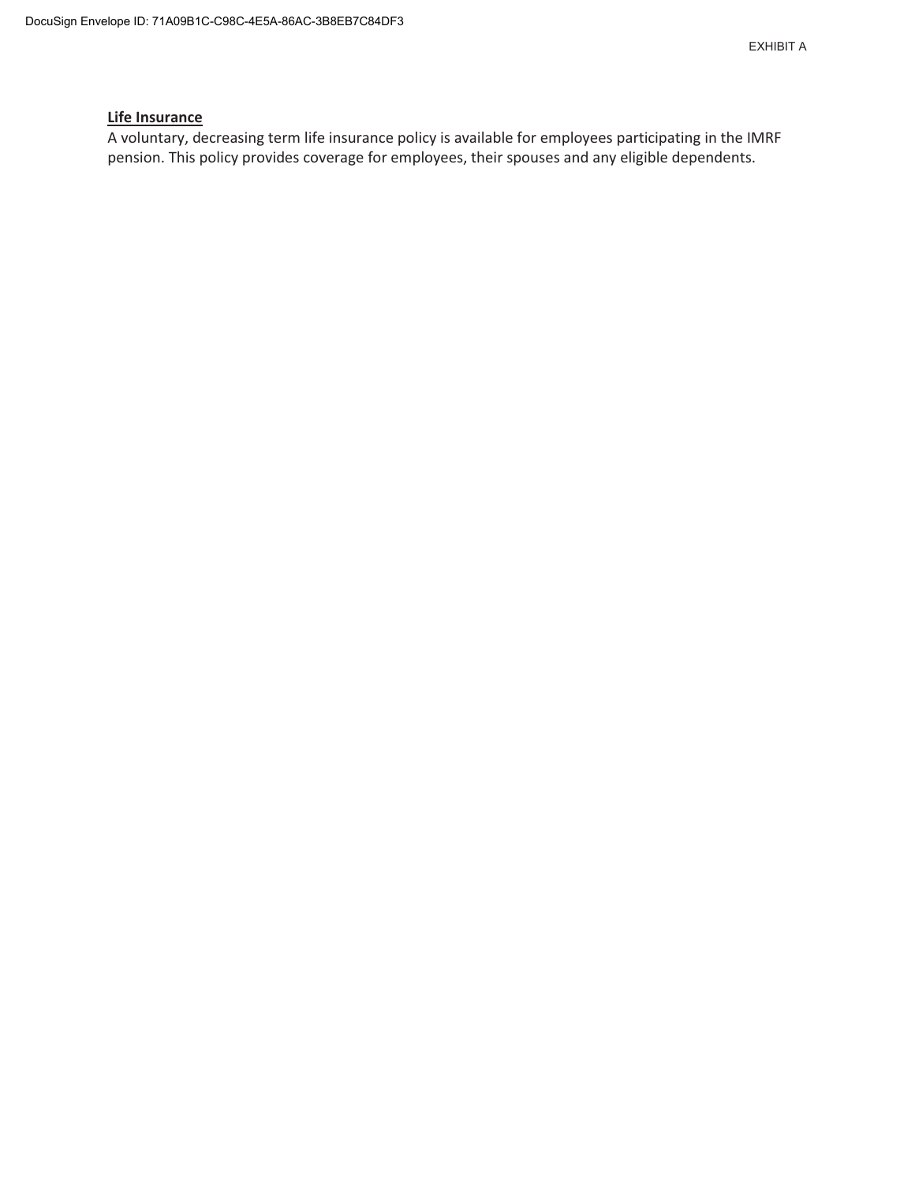**Life Insurance**
A voluntary, decreasing term life insurance policy is available for employees participating in the IMRF pension. This policy provides coverage for employees, their spouses and any eligible dependents.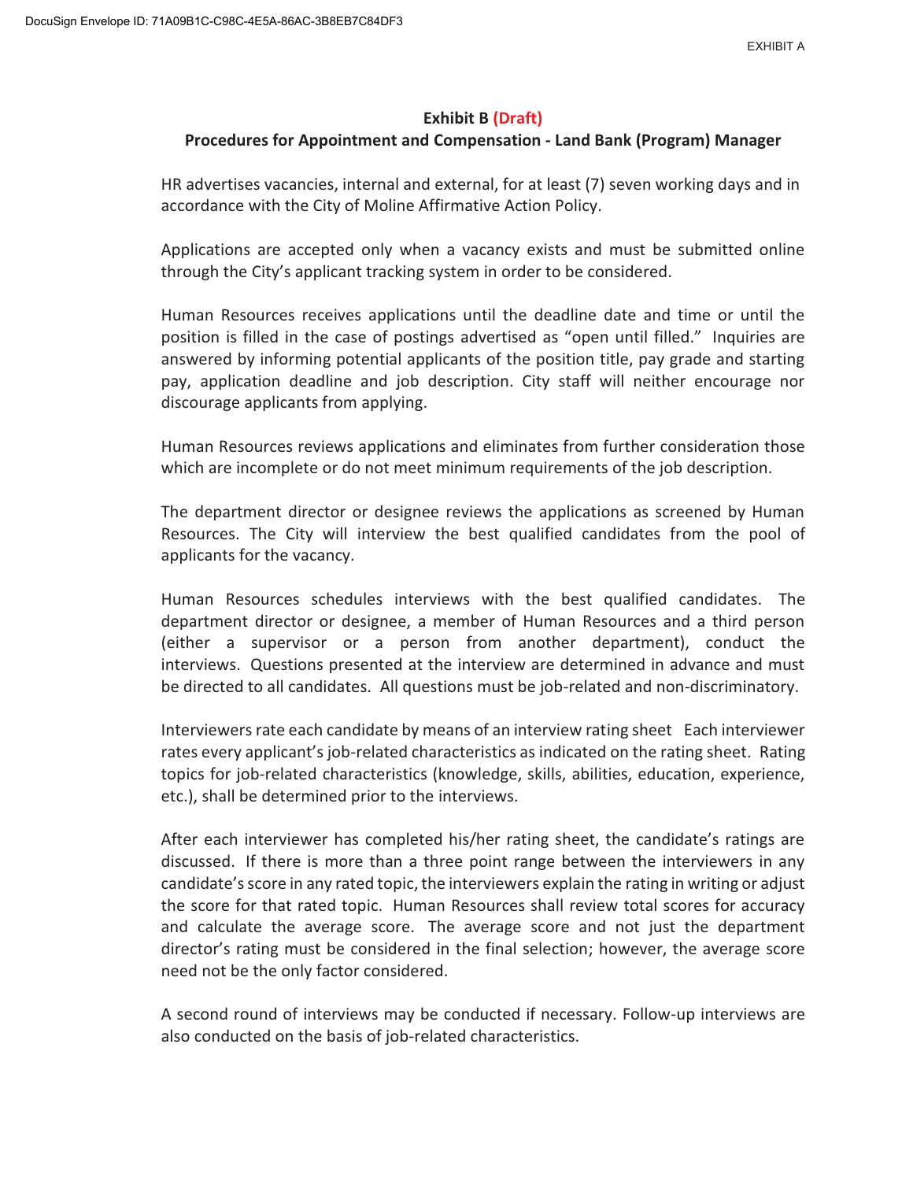**Exhibit B (Draft)**

**Procedures for Appointment and Compensation - Land Bank (Program) Manager**

HR advertises vacancies, internal and external, for at least (7) seven working days and in accordance with the City of Moline Affirmative Action Policy.

Applications are accepted only when a vacancy exists and must be submitted online through the City's applicant tracking system in order to be considered.

Human Resources receives applications until the deadline date and time or until the position is filled in the case of postings advertised as "open until filled." Inquiries are answered by informing potential applicants of the position title, pay grade and starting pay, application deadline and job description. City staff will neither encourage nor discourage applicants from applying.

Human Resources reviews applications and eliminates from further consideration those which are incomplete or do not meet minimum requirements of the job description.

The department director or designee reviews the applications as screened by Human Resources. The City will interview the best qualified candidates from the pool of applicants for the vacancy.

Human Resources schedules interviews with the best qualified candidates. The department director or designee, a member of Human Resources and a third person (either a supervisor or a person from another department), conduct the interviews. Questions presented at the interview are determined in advance and must be directed to all candidates. All questions must be job-related and non-discriminatory.

Interviewers rate each candidate by means of an interview rating sheet Each interviewer rates every applicant's job-related characteristics as indicated on the rating sheet. Rating topics for job-related characteristics (knowledge, skills, abilities, education, experience, etc.), shall be determined prior to the interviews.

After each interviewer has completed his/her rating sheet, the candidate's ratings are discussed. If there is more than a three point range between the interviewers in any candidate's score in any rated topic, the interviewers explain the rating in writing or adjust the score for that rated topic. Human Resources shall review total scores for accuracy and calculate the average score. The average score and not just the department director's rating must be considered in the final selection; however, the average score need not be the only factor considered.

A second round of interviews may be conducted if necessary. Follow-up interviews are also conducted on the basis of job-related characteristics.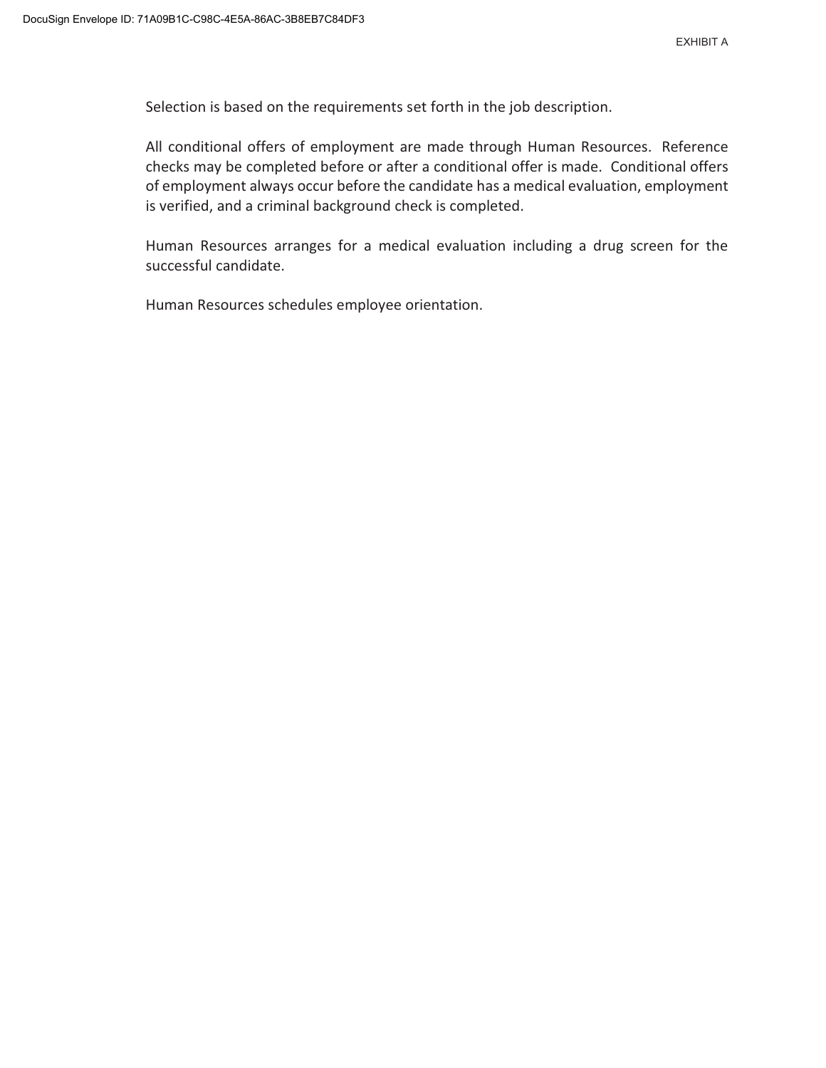Selection is based on the requirements set forth in the job description.

All conditional offers of employment are made through Human Resources. Reference checks may be completed before or after a conditional offer is made. Conditional offers of employment always occur before the candidate has a medical evaluation, employment is verified, and a criminal background check is completed.

Human Resources arranges for a medical evaluation including a drug screen for the successful candidate.

Human Resources schedules employee orientation.